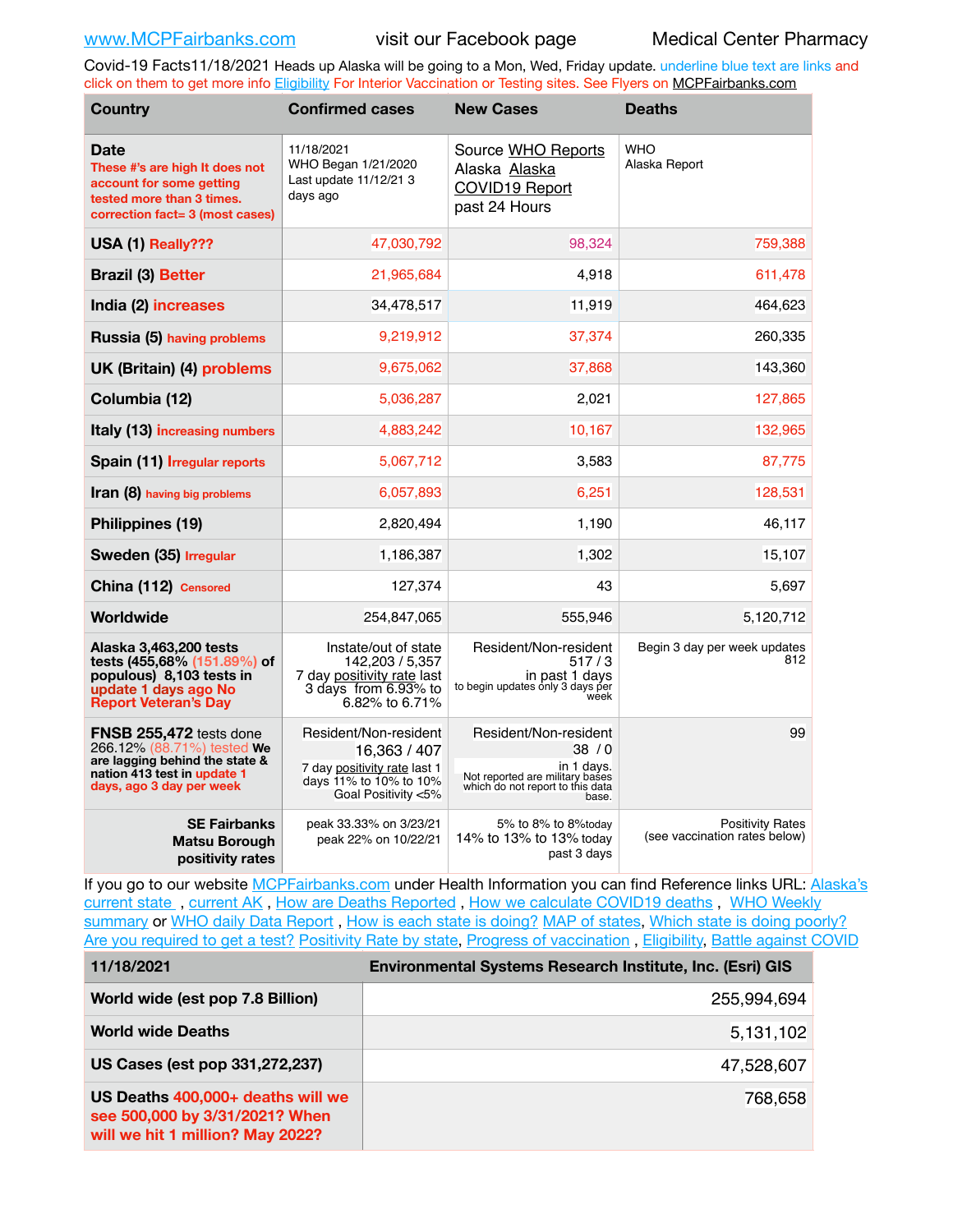www.MCPFairbanks.com visit our Facebook page Medical Center Pharmacy

Covid-19 Facts11/18/2021 Heads up Alaska will be going to a Mon, Wed, Friday update. underline blue text are links and click on them to get more info Eligibility For Interior Vaccination or Testing sites. See Flyers on MCPFairbanks.com

| Country | Confirmed cases | New Cases | Deaths |
|---|---|---|---|
| **Date** These #'s are high It does not account for some getting tested more than 3 times. correction fact= 3 (most cases) | 11/18/2021 WHO Began 1/21/2020 Last update 11/12/21 3 days ago | Source WHO Reports Alaska Alaska COVID19 Report past 24 Hours | WHO Alaska Report |
| **USA (1)** Really??? | 47,030,792 | 98,324 | 759,388 |
| **Brazil (3)** Better | 21,965,684 | 4,918 | 611,478 |
| **India (2)** increases | 34,478,517 | 11,919 | 464,623 |
| **Russia (5)** having problems | 9,219,912 | 37,374 | 260,335 |
| **UK (Britain) (4)** problems | 9,675,062 | 37,868 | 143,360 |
| **Columbia (12)** | 5,036,287 | 2,021 | 127,865 |
| **Italy (13)** increasing numbers | 4,883,242 | 10,167 | 132,965 |
| **Spain (11)** Irregular reports | 5,067,712 | 3,583 | 87,775 |
| **Iran (8)** having big problems | 6,057,893 | 6,251 | 128,531 |
| **Philippines (19)** | 2,820,494 | 1,190 | 46,117 |
| **Sweden (35)** Irregular | 1,186,387 | 1,302 | 15,107 |
| **China (112)** Censored | 127,374 | 43 | 5,697 |
| **Worldwide** | 254,847,065 | 555,946 | 5,120,712 |
| **Alaska 3,463,200 tests tests (455,68% (151.89%) of populous) 8,103 tests in update 1 days ago No Report Veteran's Day** | Instate/out of state 142,203 / 5,357 7 day positivity rate last 3 days from 6.93% to 6.82% to 6.71% | Resident/Non-resident 517 / 3 in past 1 days to begin updates only 3 days per week | Begin 3 day per week updates 812 |
| **FNSB 255,472** tests done 266.12% (88.71%) tested **We are lagging behind the state & nation 413 test in update 1 days, ago 3 day per week** | Resident/Non-resident 16,363 / 407 7 day positivity rate last 1 days 11% to 10% to 10% Goal Positivity <5% | Resident/Non-resident 38 / 0 in 1 days. Not reported are military bases which do not report to this data base. | 99 |
| **SE Fairbanks Matsu Borough positivity rates** | peak 33.33% on 3/23/21 peak 22% on 10/22/21 | 5% to 8% to 8%today 14% to 13% to 13% today past 3 days | Positivity Rates (see vaccination rates below) |

If you go to our website MCPFairbanks.com under Health Information you can find Reference links URL: Alaska's current state , current AK , How are Deaths Reported , How we calculate COVID19 deaths , WHO Weekly summary or WHO daily Data Report , How is each state is doing? MAP of states, Which state is doing poorly? Are you required to get a test? Positivity Rate by state, Progress of vaccination , Eligibility, Battle against COVID

| 11/18/2021 | Environmental Systems Research Institute, Inc. (Esri) GIS |
|---|---|
| **World wide (est pop 7.8 Billion)** | 255,994,694 |
| **World wide Deaths** | 5,131,102 |
| **US Cases (est pop 331,272,237)** | 47,528,607 |
| **US Deaths** 400,000+ deaths will we see 500,000 by 3/31/2021? When will we hit 1 million? May 2022? | 768,658 |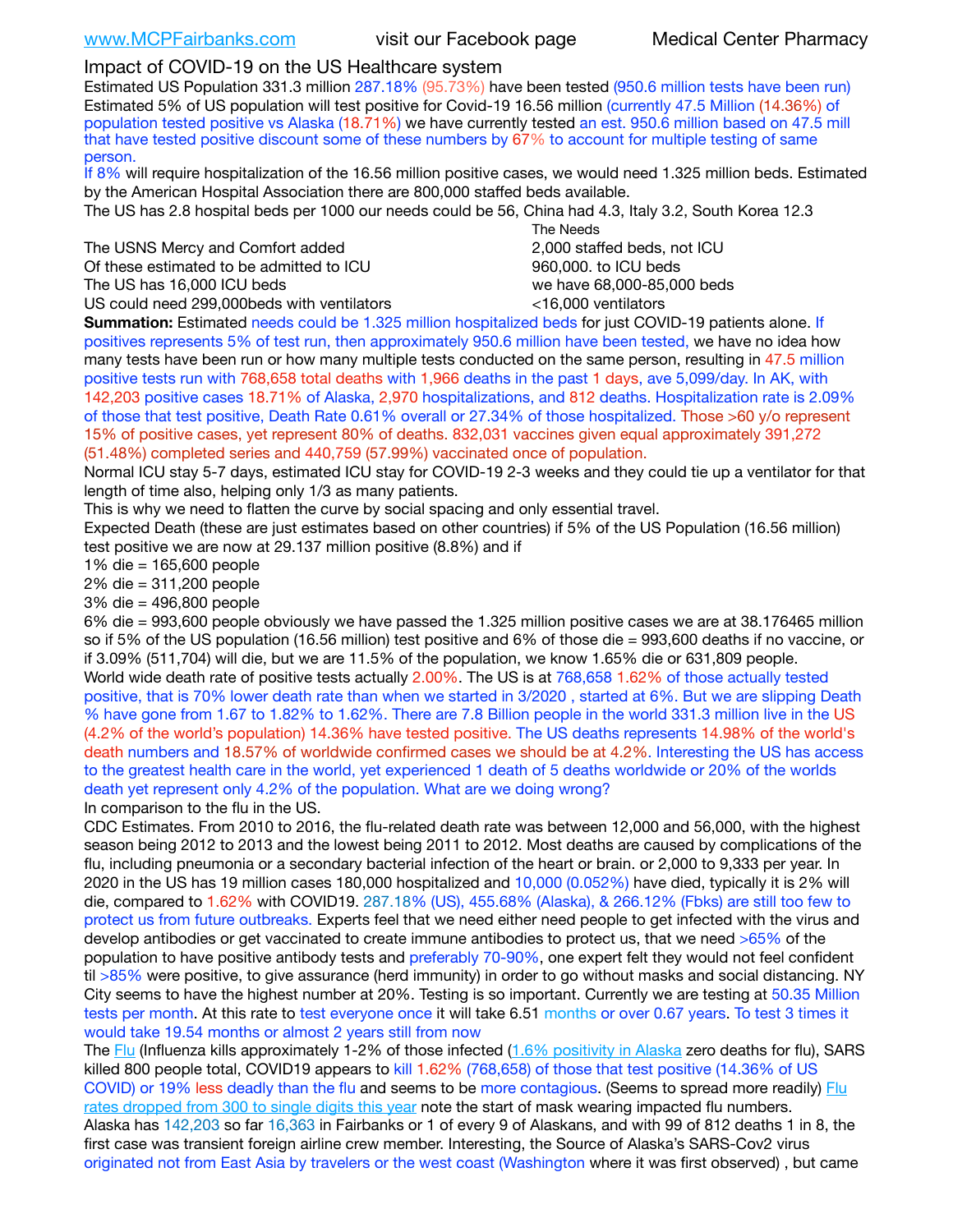www.MCPFairbanks.com visit our Facebook page Medical Center Pharmacy

Impact of COVID-19 on the US Healthcare system

Estimated US Population 331.3 million 287.18% (95.73%) have been tested (950.6 million tests have been run) Estimated 5% of US population will test positive for Covid-19 16.56 million (currently 47.5 Million (14.36%) of population tested positive vs Alaska (18.71%) we have currently tested an est. 950.6 million based on 47.5 mill that have tested positive discount some of these numbers by 67% to account for multiple testing of same person.

If 8% will require hospitalization of the 16.56 million positive cases, we would need 1.325 million beds. Estimated by the American Hospital Association there are 800,000 staffed beds available.

The US has 2.8 hospital beds per 1000 our needs could be 56, China had 4.3, Italy 3.2, South Korea 12.3

| | The Needs |
|---|---|
| The USNS Mercy and Comfort added | 2,000 staffed beds, not ICU |
| Of these estimated to be admitted to ICU | 960,000. to ICU beds |
| The US has 16,000 ICU beds | we have 68,000-85,000 beds |
| US could need 299,000beds with ventilators | <16,000 ventilators |

**Summation:** Estimated needs could be 1.325 million hospitalized beds for just COVID-19 patients alone. If positives represents 5% of test run, then approximately 950.6 million have been tested, we have no idea how many tests have been run or how many multiple tests conducted on the same person, resulting in 47.5 million positive tests run with 768,658 total deaths with 1,966 deaths in the past 1 days, ave 5,099/day. In AK, with 142,203 positive cases 18.71% of Alaska, 2,970 hospitalizations, and 812 deaths. Hospitalization rate is 2.09% of those that test positive, Death Rate 0.61% overall or 27.34% of those hospitalized. Those >60 y/o represent 15% of positive cases, yet represent 80% of deaths. 832,031 vaccines given equal approximately 391,272 (51.48%) completed series and 440,759 (57.99%) vaccinated once of population.

Normal ICU stay 5-7 days, estimated ICU stay for COVID-19 2-3 weeks and they could tie up a ventilator for that length of time also, helping only 1/3 as many patients.

This is why we need to flatten the curve by social spacing and only essential travel.

Expected Death (these are just estimates based on other countries) if 5% of the US Population (16.56 million) test positive we are now at 29.137 million positive (8.8%) and if

1% die = 165,600 people

2% die = 311,200 people

3% die = 496,800 people

6% die = 993,600 people obviously we have passed the 1.325 million positive cases we are at 38.176465 million so if 5% of the US population (16.56 million) test positive and 6% of those die = 993,600 deaths if no vaccine, or if 3.09% (511,704) will die, but we are 11.5% of the population, we know 1.65% die or 631,809 people.

World wide death rate of positive tests actually 2.00%. The US is at 768,658 1.62% of those actually tested positive, that is 70% lower death rate than when we started in 3/2020 , started at 6%. But we are slipping Death % have gone from 1.67 to 1.82% to 1.62%. There are 7.8 Billion people in the world 331.3 million live in the US (4.2% of the world's population) 14.36% have tested positive. The US deaths represents 14.98% of the world's death numbers and 18.57% of worldwide confirmed cases we should be at 4.2%. Interesting the US has access to the greatest health care in the world, yet experienced 1 death of 5 deaths worldwide or 20% of the worlds death yet represent only 4.2% of the population. What are we doing wrong?

In comparison to the flu in the US.

CDC Estimates. From 2010 to 2016, the flu-related death rate was between 12,000 and 56,000, with the highest season being 2012 to 2013 and the lowest being 2011 to 2012. Most deaths are caused by complications of the flu, including pneumonia or a secondary bacterial infection of the heart or brain. or 2,000 to 9,333 per year. In 2020 in the US has 19 million cases 180,000 hospitalized and 10,000 (0.052%) have died, typically it is 2% will die, compared to 1.62% with COVID19. 287.18% (US), 455.68% (Alaska), & 266.12% (Fbks) are still too few to protect us from future outbreaks. Experts feel that we need either need people to get infected with the virus and develop antibodies or get vaccinated to create immune antibodies to protect us, that we need >65% of the population to have positive antibody tests and preferably 70-90%, one expert felt they would not feel confident til >85% were positive, to give assurance (herd immunity) in order to go without masks and social distancing. NY City seems to have the highest number at 20%. Testing is so important. Currently we are testing at 50.35 Million tests per month. At this rate to test everyone once it will take 6.51 months or over 0.67 years. To test 3 times it would take 19.54 months or almost 2 years still from now

The Flu (Influenza kills approximately 1-2% of those infected (1.6% positivity in Alaska zero deaths for flu), SARS killed 800 people total, COVID19 appears to kill 1.62% (768,658) of those that test positive (14.36% of US COVID) or 19% less deadly than the flu and seems to be more contagious. (Seems to spread more readily) Flu rates dropped from 300 to single digits this year note the start of mask wearing impacted flu numbers.

Alaska has 142,203 so far 16,363 in Fairbanks or 1 of every 9 of Alaskans, and with 99 of 812 deaths 1 in 8, the first case was transient foreign airline crew member. Interesting, the Source of Alaska's SARS-Cov2 virus originated not from East Asia by travelers or the west coast (Washington where it was first observed) , but came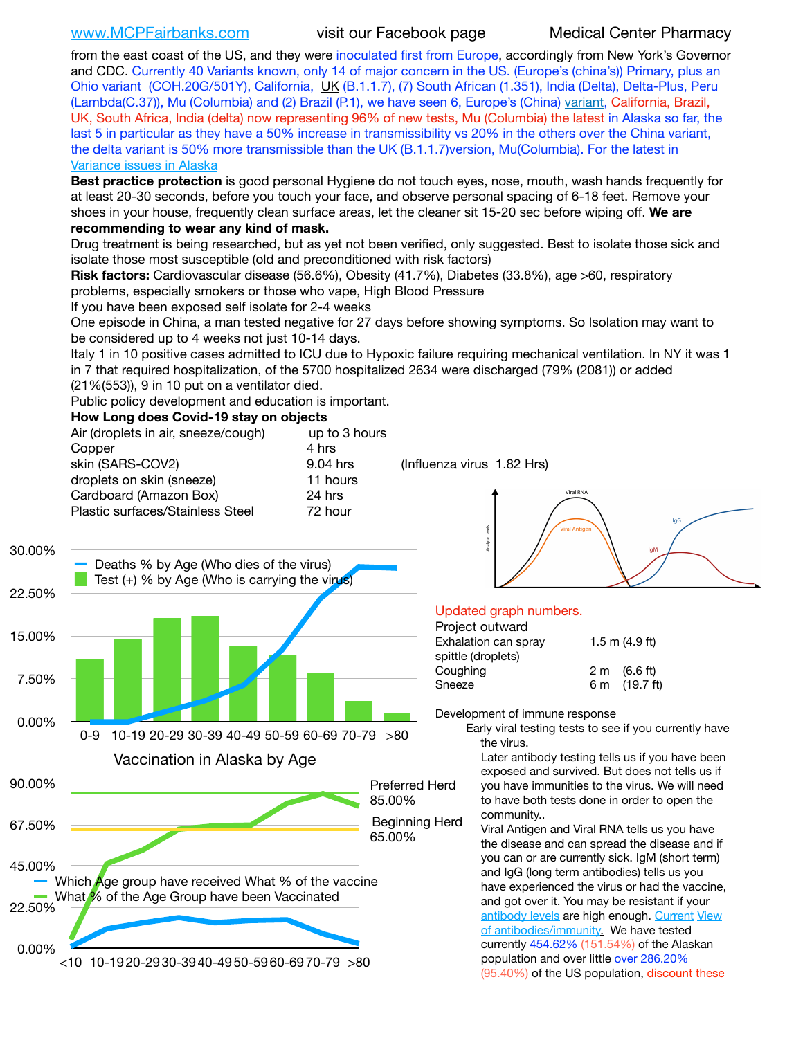www.MCPFairbanks.com visit our Facebook page Medical Center Pharmacy

from the east coast of the US, and they were inoculated first from Europe, accordingly from New York's Governor and CDC. Currently 40 Variants known, only 14 of major concern in the US. (Europe's (china's)) Primary, plus an Ohio variant (COH.20G/501Y), California, UK (B.1.1.7), (7) South African (1.351), India (Delta), Delta-Plus, Peru (Lambda(C.37)), Mu (Columbia) and (2) Brazil (P.1), we have seen 6, Europe's (China) variant, California, Brazil, UK, South Africa, India (delta) now representing 96% of new tests, Mu (Columbia) the latest in Alaska so far, the last 5 in particular as they have a 50% increase in transmissibility vs 20% in the others over the China variant, the delta variant is 50% more transmissible than the UK (B.1.1.7)version, Mu(Columbia). For the latest in Variance issues in Alaska

**Best practice protection** is good personal Hygiene do not touch eyes, nose, mouth, wash hands frequently for at least 20-30 seconds, before you touch your face, and observe personal spacing of 6-18 feet. Remove your shoes in your house, frequently clean surface areas, let the cleaner sit 15-20 sec before wiping off. **We are recommending to wear any kind of mask.**

Drug treatment is being researched, but as yet not been verified, only suggested. Best to isolate those sick and isolate those most susceptible (old and preconditioned with risk factors)

**Risk factors:** Cardiovascular disease (56.6%), Obesity (41.7%), Diabetes (33.8%), age >60, respiratory problems, especially smokers or those who vape, High Blood Pressure

If you have been exposed self isolate for 2-4 weeks

One episode in China, a man tested negative for 27 days before showing symptoms. So Isolation may want to be considered up to 4 weeks not just 10-14 days.

Italy 1 in 10 positive cases admitted to ICU due to Hypoxic failure requiring mechanical ventilation. In NY it was 1 in 7 that required hospitalization, of the 5700 hospitalized 2634 were discharged (79% (2081)) or added (21%(553)), 9 in 10 put on a ventilator died.

Public policy development and education is important.

**How Long does Covid-19 stay on objects**

| | | |
|---|---|---|
| Air (droplets in air, sneeze/cough) | up to 3 hours | |
| Copper | 4 hrs | |
| skin (SARS-COV2) | 9.04 hrs | (Influenza virus 1.82 Hrs) |
| droplets on skin (sneeze) | 11 hours | |
| Cardboard (Amazon Box) | 24 hrs | |
| Plastic surfaces/Stainless Steel | 72 hour | |

Updated graph numbers.

Project outward

| | |
|---|---|
| Exhalation can spray spittle (droplets) | 1.5 m (4.9 ft) |
| Coughing | 2 m (6.6 ft) |
| Sneeze | 6 m (19.7 ft) |

Development of immune response

Early viral testing tests to see if you currently have the virus.

Later antibody testing tells us if you have been exposed and survived. But does not tells us if you have immunities to the virus. We will need to have both tests done in order to open the community..

Viral Antigen and Viral RNA tells us you have the disease and can spread the disease and if you can or are currently sick. IgM (short term) and IgG (long term antibodies) tells us you have experienced the virus or had the vaccine, and got over it. You may be resistant if your antibody levels are high enough. Current View of antibodies/immunity. We have tested currently 454.62% (151.54%) of the Alaskan population and over little over 286.20% (95.40%) of the US population, discount these

Deaths % by Age (Who dies of the virus) / Test (+) % by Age (Who is carrying the virus)

Vaccination in Alaska by Age

Which Age group have received What % of the vaccine / What % of the Age Group have been Vaccinated — Preferred Herd 85.00%, Beginning Herd 65.00%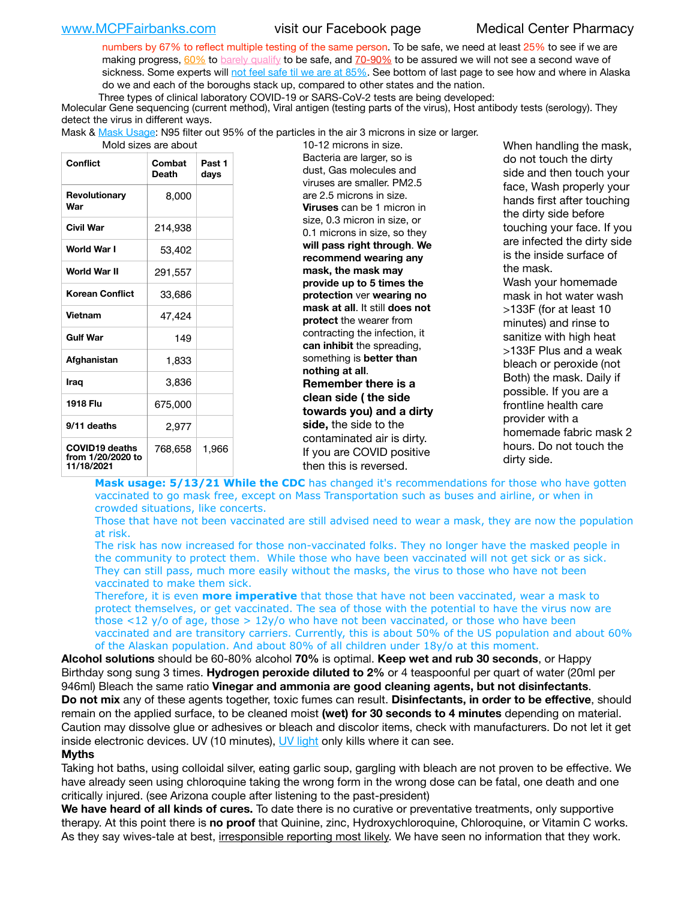numbers by 67% to reflect multiple testing of the same person. To be safe, we need at least 25% to see if we are making progress, 60% to barely qualify to be safe, and 70-90% to be assured we will not see a second wave of sickness. Some experts will not feel safe til we are at 85%. See bottom of last page to see how and where in Alaska do we and each of the boroughs stack up, compared to other states and the nation.

Three types of clinical laboratory COVID-19 or SARS-CoV-2 tests are being developed:
Molecular Gene sequencing (current method), Viral antigen (testing parts of the virus), Host antibody tests (serology). They detect the virus in different ways.

Mask & Mask Usage: N95 filter out 95% of the particles in the air 3 microns in size or larger. Mold sizes are about 10-12 microns in size. Bacteria are larger, so is dust, Gas molecules and viruses are smaller. PM2.5 are 2.5 microns in size. **Viruses** can be 1 micron in size, 0.3 micron in size, or 0.1 microns in size, so they **will pass right through**. **We recommend wearing any mask, the mask may provide up to 5 times the protection** ver **wearing no mask at all**. It still **does not protect** the wearer from contracting the infection, it **can inhibit** the spreading, something is **better than nothing at all**.

**Remember there is a clean side ( the side towards you) and a dirty side,** the side to the contaminated air is dirty. If you are COVID positive then this is reversed.

When handling the mask, do not touch the dirty side and then touch your face, Wash properly your hands first after touching the dirty side before touching your face. If you are infected the dirty side is the inside surface of the mask. Wash your homemade mask in hot water wash >133F (for at least 10 minutes) and rinse to sanitize with high heat >133F Plus and a weak bleach or peroxide (not Both) the mask. Daily if possible. If you are a frontline health care provider with a homemade fabric mask 2 hours. Do not touch the dirty side.

| Conflict | Combat Death | Past 1 days |
|---|---|---|
| Revolutionary War | 8,000 | |
| Civil War | 214,938 | |
| World War I | 53,402 | |
| World War II | 291,557 | |
| Korean Conflict | 33,686 | |
| Vietnam | 47,424 | |
| Gulf War | 149 | |
| Afghanistan | 1,833 | |
| Iraq | 3,836 | |
| 1918 Flu | 675,000 | |
| 9/11 deaths | 2,977 | |
| COVID19 deaths from 1/20/2020 to 11/18/2021 | 768,658 | 1,966 |

**Mask usage: 5/13/21 While the CDC** has changed it's recommendations for those who have gotten vaccinated to go mask free, except on Mass Transportation such as buses and airline, or when in crowded situations, like concerts.

Those that have not been vaccinated are still advised need to wear a mask, they are now the population at risk.

The risk has now increased for those non-vaccinated folks. They no longer have the masked people in the community to protect them. While those who have been vaccinated will not get sick or as sick. They can still pass, much more easily without the masks, the virus to those who have not been vaccinated to make them sick.

Therefore, it is even **more imperative** that those that have not been vaccinated, wear a mask to protect themselves, or get vaccinated. The sea of those with the potential to have the virus now are those <12 y/o of age, those > 12y/o who have not been vaccinated, or those who have been vaccinated and are transitory carriers. Currently, this is about 50% of the US population and about 60% of the Alaskan population. And about 80% of all children under 18y/o at this moment.

**Alcohol solutions** should be 60-80% alcohol **70%** is optimal. **Keep wet and rub 30 seconds**, or Happy Birthday song sung 3 times. **Hydrogen peroxide diluted to 2%** or 4 teaspoonful per quart of water (20ml per 946ml) Bleach the same ratio **Vinegar and ammonia are good cleaning agents, but not disinfectants**. **Do not mix** any of these agents together, toxic fumes can result. **Disinfectants, in order to be effective**, should remain on the applied surface, to be cleaned moist **(wet) for 30 seconds to 4 minutes** depending on material. Caution may dissolve glue or adhesives or bleach and discolor items, check with manufacturers. Do not let it get inside electronic devices. UV (10 minutes), UV light only kills where it can see.

**Myths**

Taking hot baths, using colloidal silver, eating garlic soup, gargling with bleach are not proven to be effective. We have already seen using chloroquine taking the wrong form in the wrong dose can be fatal, one death and one critically injured. (see Arizona couple after listening to the past-president)

**We have heard of all kinds of cures.** To date there is no curative or preventative treatments, only supportive therapy. At this point there is **no proof** that Quinine, zinc, Hydroxychloroquine, Chloroquine, or Vitamin C works. As they say wives-tale at best, irresponsible reporting most likely. We have seen no information that they work.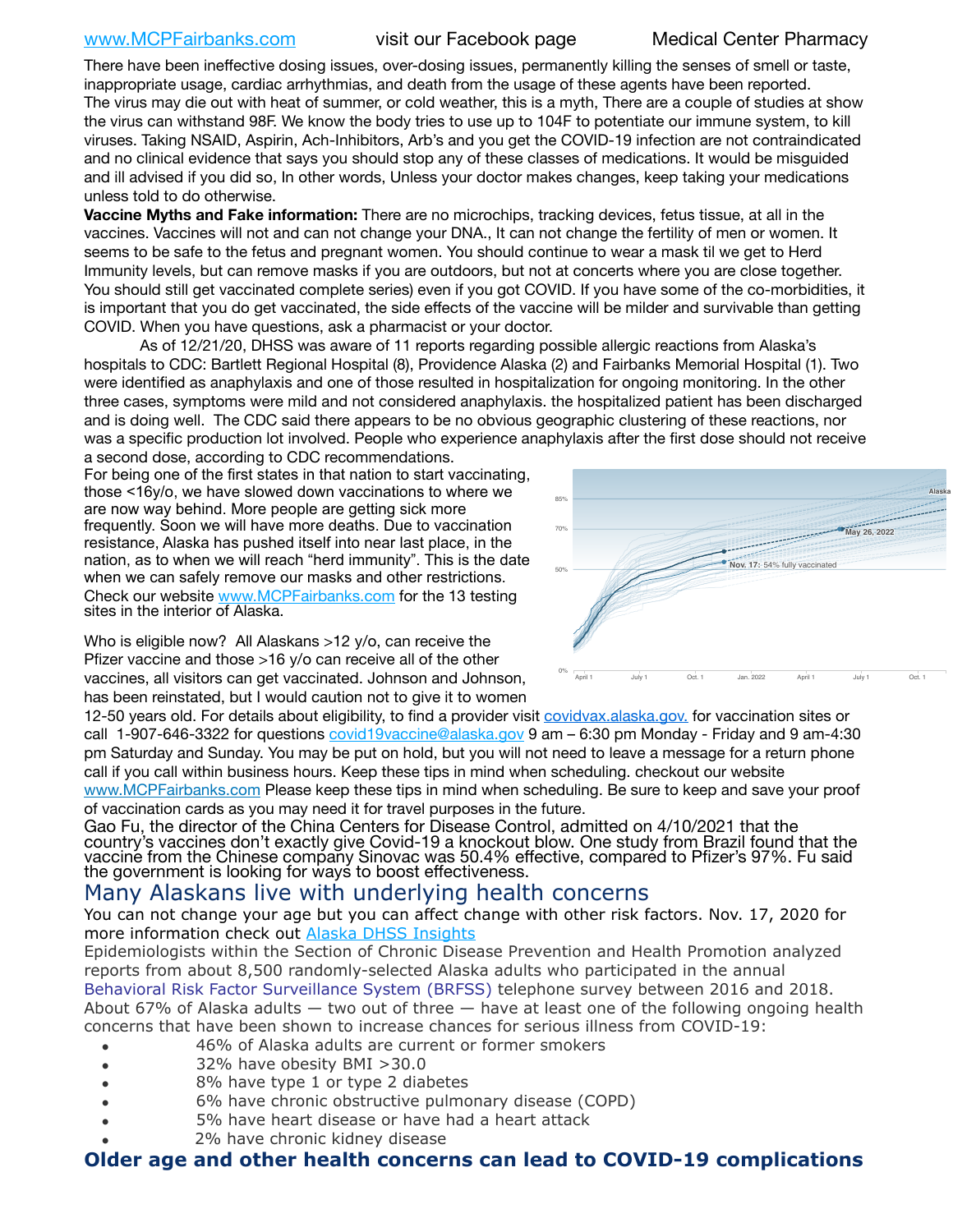There have been ineffective dosing issues, over-dosing issues, permanently killing the senses of smell or taste, inappropriate usage, cardiac arrhythmias, and death from the usage of these agents have been reported. The virus may die out with heat of summer, or cold weather, this is a myth, There are a couple of studies at show the virus can withstand 98F. We know the body tries to use up to 104F to potentiate our immune system, to kill viruses. Taking NSAID, Aspirin, Ach-Inhibitors, Arb's and you get the COVID-19 infection are not contraindicated and no clinical evidence that says you should stop any of these classes of medications. It would be misguided and ill advised if you did so, In other words, Unless your doctor makes changes, keep taking your medications unless told to do otherwise.

**Vaccine Myths and Fake information:** There are no microchips, tracking devices, fetus tissue, at all in the vaccines. Vaccines will not and can not change your DNA., It can not change the fertility of men or women. It seems to be safe to the fetus and pregnant women. You should continue to wear a mask til we get to Herd Immunity levels, but can remove masks if you are outdoors, but not at concerts where you are close together. You should still get vaccinated complete series) even if you got COVID. If you have some of the co-morbidities, it is important that you do get vaccinated, the side effects of the vaccine will be milder and survivable than getting COVID. When you have questions, ask a pharmacist or your doctor.

As of 12/21/20, DHSS was aware of 11 reports regarding possible allergic reactions from Alaska's hospitals to CDC: Bartlett Regional Hospital (8), Providence Alaska (2) and Fairbanks Memorial Hospital (1). Two were identified as anaphylaxis and one of those resulted in hospitalization for ongoing monitoring. In the other three cases, symptoms were mild and not considered anaphylaxis. the hospitalized patient has been discharged and is doing well. The CDC said there appears to be no obvious geographic clustering of these reactions, nor was a specific production lot involved. People who experience anaphylaxis after the first dose should not receive a second dose, according to CDC recommendations.

For being one of the first states in that nation to start vaccinating, those <16y/o, we have slowed down vaccinations to where we are now way behind. More people are getting sick more frequently. Soon we will have more deaths. Due to vaccination resistance, Alaska has pushed itself into near last place, in the nation, as to when we will reach "herd immunity". This is the date when we can safely remove our masks and other restrictions. Check our website www.MCPFairbanks.com for the 13 testing sites in the interior of Alaska.

Who is eligible now? All Alaskans >12 y/o, can receive the Pfizer vaccine and those >16 y/o can receive all of the other vaccines, all visitors can get vaccinated. Johnson and Johnson, has been reinstated, but I would caution not to give it to women 12-50 years old. For details about eligibility, to find a provider visit covidvax.alaska.gov. for vaccination sites or call 1-907-646-3322 for questions covid19vaccine@alaska.gov 9 am – 6:30 pm Monday - Friday and 9 am-4:30 pm Saturday and Sunday. You may be put on hold, but you will not need to leave a message for a return phone call if you call within business hours. Keep these tips in mind when scheduling. checkout our website www.MCPFairbanks.com Please keep these tips in mind when scheduling. Be sure to keep and save your proof of vaccination cards as you may need it for travel purposes in the future.

Gao Fu, the director of the China Centers for Disease Control, admitted on 4/10/2021 that the country's vaccines don't exactly give Covid-19 a knockout blow. One study from Brazil found that the vaccine from the Chinese company Sinovac was 50.4% effective, compared to Pfizer's 97%. Fu said the government is looking for ways to boost effectiveness.

## Many Alaskans live with underlying health concerns

You can not change your age but you can affect change with other risk factors. Nov. 17, 2020 for more information check out Alaska DHSS Insights

Epidemiologists within the Section of Chronic Disease Prevention and Health Promotion analyzed reports from about 8,500 randomly-selected Alaska adults who participated in the annual Behavioral Risk Factor Surveillance System (BRFSS) telephone survey between 2016 and 2018. About 67% of Alaska adults — two out of three — have at least one of the following ongoing health concerns that have been shown to increase chances for serious illness from COVID-19:

- 46% of Alaska adults are current or former smokers
- 32% have obesity BMI >30.0
- 8% have type 1 or type 2 diabetes
- 6% have chronic obstructive pulmonary disease (COPD)
- 5% have heart disease or have had a heart attack
- 2% have chronic kidney disease

## Older age and other health concerns can lead to COVID-19 complications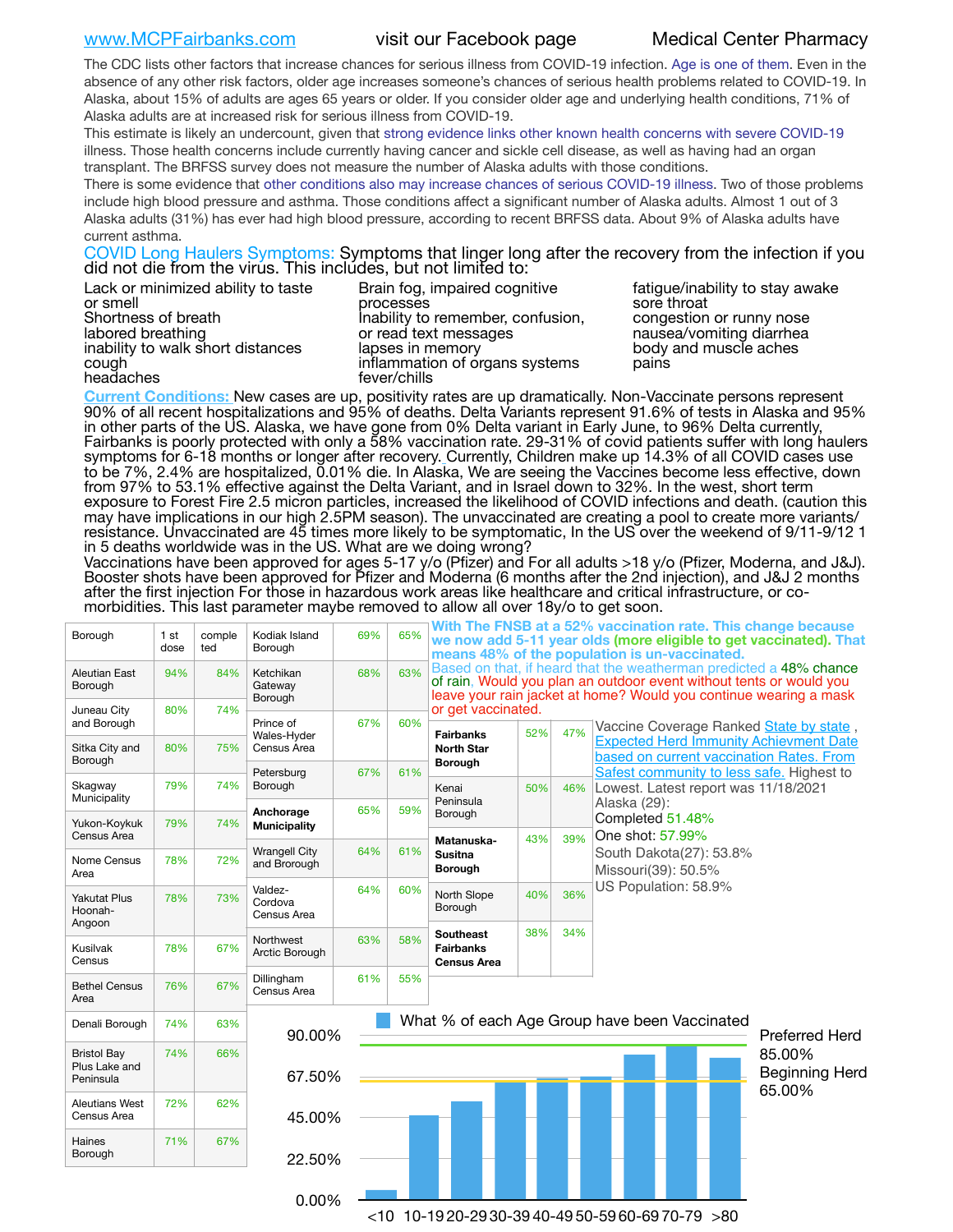www.MCPFairbanks.com visit our Facebook page Medical Center Pharmacy

The CDC lists other factors that increase chances for serious illness from COVID-19 infection. Age is one of them. Even in the absence of any other risk factors, older age increases someone's chances of serious health problems related to COVID-19. In Alaska, about 15% of adults are ages 65 years or older. If you consider older age and underlying health conditions, 71% of Alaska adults are at increased risk for serious illness from COVID-19.

This estimate is likely an undercount, given that strong evidence links other known health concerns with severe COVID-19 illness. Those health concerns include currently having cancer and sickle cell disease, as well as having had an organ transplant. The BRFSS survey does not measure the number of Alaska adults with those conditions.

There is some evidence that other conditions also may increase chances of serious COVID-19 illness. Two of those problems include high blood pressure and asthma. Those conditions affect a significant number of Alaska adults. Almost 1 out of 3 Alaska adults (31%) has ever had high blood pressure, according to recent BRFSS data. About 9% of Alaska adults have current asthma.

**COVID Long Haulers Symptoms:** Symptoms that linger long after the recovery from the infection if you did not die from the virus. This includes, but not limited to:

- Lack or minimized ability to taste or smell
- Shortness of breath
- labored breathing
- inability to walk short distances
- cough
- headaches
- Brain fog, impaired cognitive processes
- Inability to remember, confusion, or read text messages
- lapses in memory
- inflammation of organs systems
- fever/chills
- fatigue/inability to stay awake
- sore throat
- congestion or runny nose
- nausea/vomiting diarrhea
- body and muscle aches
- pains

**Current Conditions:** New cases are up, positivity rates are up dramatically. Non-Vaccinate persons represent 90% of all recent hospitalizations and 95% of deaths. Delta Variants represent 91.6% of tests in Alaska and 95% in other parts of the US. Alaska, we have gone from 0% Delta variant in Early June, to 96% Delta currently, Fairbanks is poorly protected with only a 58% vaccination rate. 29-31% of covid patients suffer with long haulers symptoms for 6-18 months or longer after recovery. Currently, Children make up 14.3% of all COVID cases use to be 7%, 2.4% are hospitalized, 0.01% die. In Alaska, We are seeing the Vaccines become less effective, down from 97% to 53.1% effective against the Delta Variant, and in Israel down to 32%. In the west, short term exposure to Forest Fire 2.5 micron particles, increased the likelihood of COVID infections and death. (caution this may have implications in our high 2.5PM season). The unvaccinated are creating a pool to create more variants/ resistance. Unvaccinated are 45 times more likely to be symptomatic, In the US over the weekend of 9/11-9/12 1 in 5 deaths worldwide was in the US. What are we doing wrong?

Vaccinations have been approved for ages 5-17 y/o (Pfizer) and For all adults >18 y/o (Pfizer, Moderna, and J&J). Booster shots have been approved for Pfizer and Moderna (6 months after the 2nd injection), and J&J 2 months after the first injection For those in hazardous work areas like healthcare and critical infrastructure, or co-morbidities. This last parameter maybe removed to allow all over 18y/o to get soon.

| Borough | 1 st dose | completed |
|---|---|---|
| Aleutian East Borough | 94% | 84% |
| Juneau City and Borough | 80% | 74% |
| Sitka City and Borough | 80% | 75% |
| Skagway Municipality | 79% | 74% |
| Yukon-Koykuk Census Area | 79% | 74% |
| Nome Census Area | 78% | 72% |
| Yakutat Plus Hoonah-Angoon | 78% | 73% |
| Kusilvak Census | 78% | 67% |
| Bethel Census Area | 76% | 67% |
| Denali Borough | 74% | 63% |
| Bristol Bay Plus Lake and Peninsula | 74% | 66% |
| Aleutians West Census Area | 72% | 62% |
| Haines Borough | 71% | 67% |
| Kodiak Island Borough | 69% | 65% |
| Ketchikan Gateway Borough | 68% | 63% |
| Prince of Wales-Hyder Census Area | 67% | 60% |
| Petersburg Borough | 67% | 61% |
| **Anchorage Municipality** | 65% | 59% |
| Wrangell City and Brorough | 64% | 61% |
| Valdez-Cordova Census Area | 64% | 60% |
| Northwest Arctic Borough | 63% | 58% |
| Dillingham Census Area | 61% | 55% |
| **Fairbanks North Star Borough** | 52% | 47% |
| Kenai Peninsula Borough | 50% | 46% |
| **Matanuska-Susitna Borough** | 43% | 39% |
| North Slope Borough | 40% | 36% |
| **Southeast Fairbanks Census Area** | 38% | 34% |

**With The FNSB at a 52% vaccination rate. This change because we now add 5-11 year olds (more eligible to get vaccinated). That means 48% of the population is un-vaccinated.**
Based on that, if heard that the weatherman predicted a 48% chance of rain, Would you plan an outdoor event without tents or would you leave your rain jacket at home? Would you continue wearing a mask or get vaccinated.

Vaccine Coverage Ranked State by state, Expected Herd Immunity Achievment Date based on current vaccination Rates. From Safest community to less safe. Highest to Lowest. Latest report was 11/18/2021

Alaska (29):
Completed 51.48%
One shot: 57.99%
South Dakota(27): 53.8%
Missouri(39): 50.5%
US Population: 58.9%

What % of each Age Group have been Vaccinated

90.00%
67.50%
45.00%
22.50%
0.00%

<10 10-19 20-29 30-39 40-49 50-59 60-69 70-79 >80

Preferred Herd 85.00%
Beginning Herd 65.00%